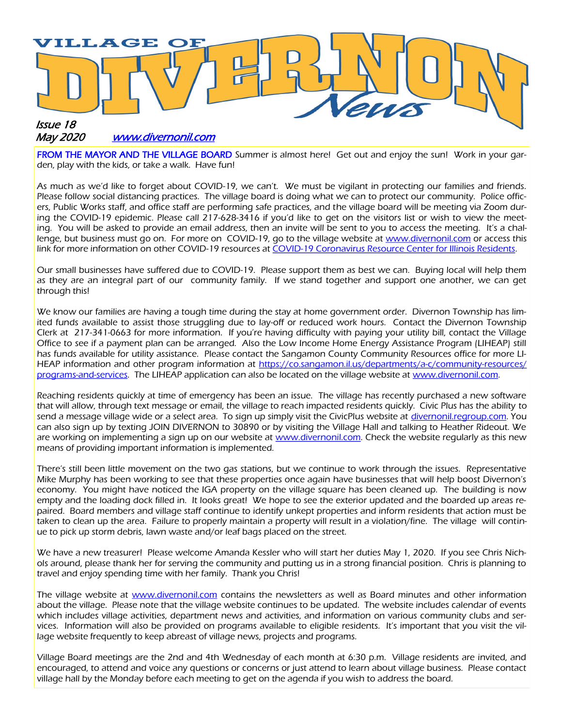# VILLAGE OF DIVERNON News

*Issue 18*
*May 2020* [www.divernonil.com](http://www.divernonil.com)

**FROM THE MAYOR AND THE VILLAGE BOARD** Summer is almost here! Get out and enjoy the sun! Work in your garden, play with the kids, or take a walk. Have fun!

As much as we'd like to forget about COVID-19, we can't. We must be vigilant in protecting our families and friends. Please follow social distancing practices. The village board is doing what we can to protect our community. Police officers, Public Works staff, and office staff are performing safe practices, and the village board will be meeting via Zoom during the COVID-19 epidemic. Please call 217-628-3416 if you'd like to get on the visitors list or wish to view the meeting. You will be asked to provide an email address, then an invite will be sent to you to access the meeting. It's a challenge, but business must go on. For more on COVID-19, go to the village website at www.divernonil.com or access this link for more information on other COVID-19 resources at COVID-19 Coronavirus Resource Center for Illinois Residents.

Our small businesses have suffered due to COVID-19. Please support them as best we can. Buying local will help them as they are an integral part of our community family. If we stand together and support one another, we can get through this!

We know our families are having a tough time during the stay at home government order. Divernon Township has limited funds available to assist those struggling due to lay-off or reduced work hours. Contact the Divernon Township Clerk at 217-341-0663 for more information. If you're having difficulty with paying your utility bill, contact the Village Office to see if a payment plan can be arranged. Also the Low Income Home Energy Assistance Program (LIHEAP) still has funds available for utility assistance. Please contact the Sangamon County Community Resources office for more LIHEAP information and other program information at https://co.sangamon.il.us/departments/a-c/community-resources/programs-and-services. The LIHEAP application can also be located on the village website at www.divernonil.com.

Reaching residents quickly at time of emergency has been an issue. The village has recently purchased a new software that will allow, through text message or email, the village to reach impacted residents quickly. Civic Plus has the ability to send a message village wide or a select area. To sign up simply visit the CivicPlus website at divernonil.regroup.com. You can also sign up by texting JOIN DIVERNON to 30890 or by visiting the Village Hall and talking to Heather Rideout. We are working on implementing a sign up on our website at www.divernonil.com. Check the website regularly as this new means of providing important information is implemented.

There's still been little movement on the two gas stations, but we continue to work through the issues. Representative Mike Murphy has been working to see that these properties once again have businesses that will help boost Divernon's economy. You might have noticed the IGA property on the village square has been cleaned up. The building is now empty and the loading dock filled in. It looks great! We hope to see the exterior updated and the boarded up areas repaired. Board members and village staff continue to identify unkept properties and inform residents that action must be taken to clean up the area. Failure to properly maintain a property will result in a violation/fine. The village will continue to pick up storm debris, lawn waste and/or leaf bags placed on the street.

We have a new treasurer! Please welcome Amanda Kessler who will start her duties May 1, 2020. If you see Chris Nichols around, please thank her for serving the community and putting us in a strong financial position. Chris is planning to travel and enjoy spending time with her family. Thank you Chris!

The village website at www.divernonil.com contains the newsletters as well as Board minutes and other information about the village. Please note that the village website continues to be updated. The website includes calendar of events which includes village activities, department news and activities, and information on various community clubs and services. Information will also be provided on programs available to eligible residents. It's important that you visit the village website frequently to keep abreast of village news, projects and programs.

Village Board meetings are the 2nd and 4th Wednesday of each month at 6:30 p.m. Village residents are invited, and encouraged, to attend and voice any questions or concerns or just attend to learn about village business. Please contact village hall by the Monday before each meeting to get on the agenda if you wish to address the board.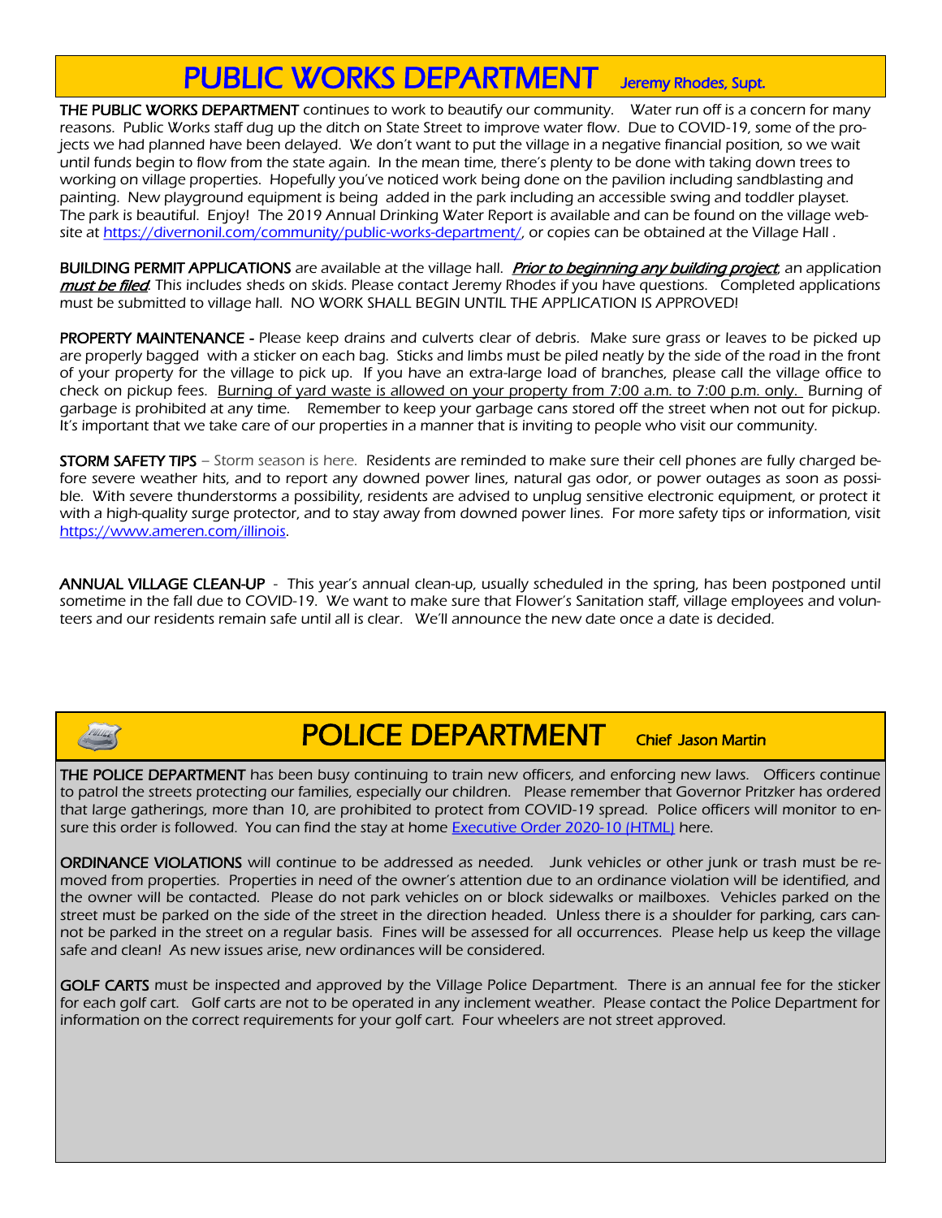## PUBLIC WORKS DEPARTMENT Jeremy Rhodes, Supt.

**THE PUBLIC WORKS DEPARTMENT** continues to work to beautify our community. Water run off is a concern for many reasons. Public Works staff dug up the ditch on State Street to improve water flow. Due to COVID-19, some of the projects we had planned have been delayed. We don't want to put the village in a negative financial position, so we wait until funds begin to flow from the state again. In the mean time, there's plenty to be done with taking down trees to working on village properties. Hopefully you've noticed work being done on the pavilion including sandblasting and painting. New playground equipment is being added in the park including an accessible swing and toddler playset. The park is beautiful. Enjoy! The 2019 Annual Drinking Water Report is available and can be found on the village website at https://divernonil.com/community/public-works-department/, or copies can be obtained at the Village Hall .

**BUILDING PERMIT APPLICATIONS** are available at the village hall. ***Prior to beginning any building project***, an application ***must be filed***. This includes sheds on skids. Please contact Jeremy Rhodes if you have questions. Completed applications must be submitted to village hall. NO WORK SHALL BEGIN UNTIL THE APPLICATION IS APPROVED!

**PROPERTY MAINTENANCE** - Please keep drains and culverts clear of debris. Make sure grass or leaves to be picked up are properly bagged with a sticker on each bag. Sticks and limbs must be piled neatly by the side of the road in the front of your property for the village to pick up. If you have an extra-large load of branches, please call the village office to check on pickup fees. Burning of yard waste is allowed on your property from 7:00 a.m. to 7:00 p.m. only. Burning of garbage is prohibited at any time. Remember to keep your garbage cans stored off the street when not out for pickup. It's important that we take care of our properties in a manner that is inviting to people who visit our community.

**STORM SAFETY TIPS** – Storm season is here. Residents are reminded to make sure their cell phones are fully charged before severe weather hits, and to report any downed power lines, natural gas odor, or power outages as soon as possible. With severe thunderstorms a possibility, residents are advised to unplug sensitive electronic equipment, or protect it with a high-quality surge protector, and to stay away from downed power lines. For more safety tips or information, visit https://www.ameren.com/illinois.

**ANNUAL VILLAGE CLEAN-UP** - This year's annual clean-up, usually scheduled in the spring, has been postponed until sometime in the fall due to COVID-19. We want to make sure that Flower's Sanitation staff, village employees and volunteers and our residents remain safe until all is clear. We'll announce the new date once a date is decided.

## POLICE DEPARTMENT Chief Jason Martin

**THE POLICE DEPARTMENT** has been busy continuing to train new officers, and enforcing new laws. Officers continue to patrol the streets protecting our families, especially our children. Please remember that Governor Pritzker has ordered that large gatherings, more than 10, are prohibited to protect from COVID-19 spread. Police officers will monitor to ensure this order is followed. You can find the stay at home Executive Order 2020-10 (HTML) here.

**ORDINANCE VIOLATIONS** will continue to be addressed as needed. Junk vehicles or other junk or trash must be removed from properties. Properties in need of the owner's attention due to an ordinance violation will be identified, and the owner will be contacted. Please do not park vehicles on or block sidewalks or mailboxes. Vehicles parked on the street must be parked on the side of the street in the direction headed. Unless there is a shoulder for parking, cars cannot be parked in the street on a regular basis. Fines will be assessed for all occurrences. Please help us keep the village safe and clean! As new issues arise, new ordinances will be considered.

**GOLF CARTS** must be inspected and approved by the Village Police Department. There is an annual fee for the sticker for each golf cart. Golf carts are not to be operated in any inclement weather. Please contact the Police Department for information on the correct requirements for your golf cart. Four wheelers are not street approved.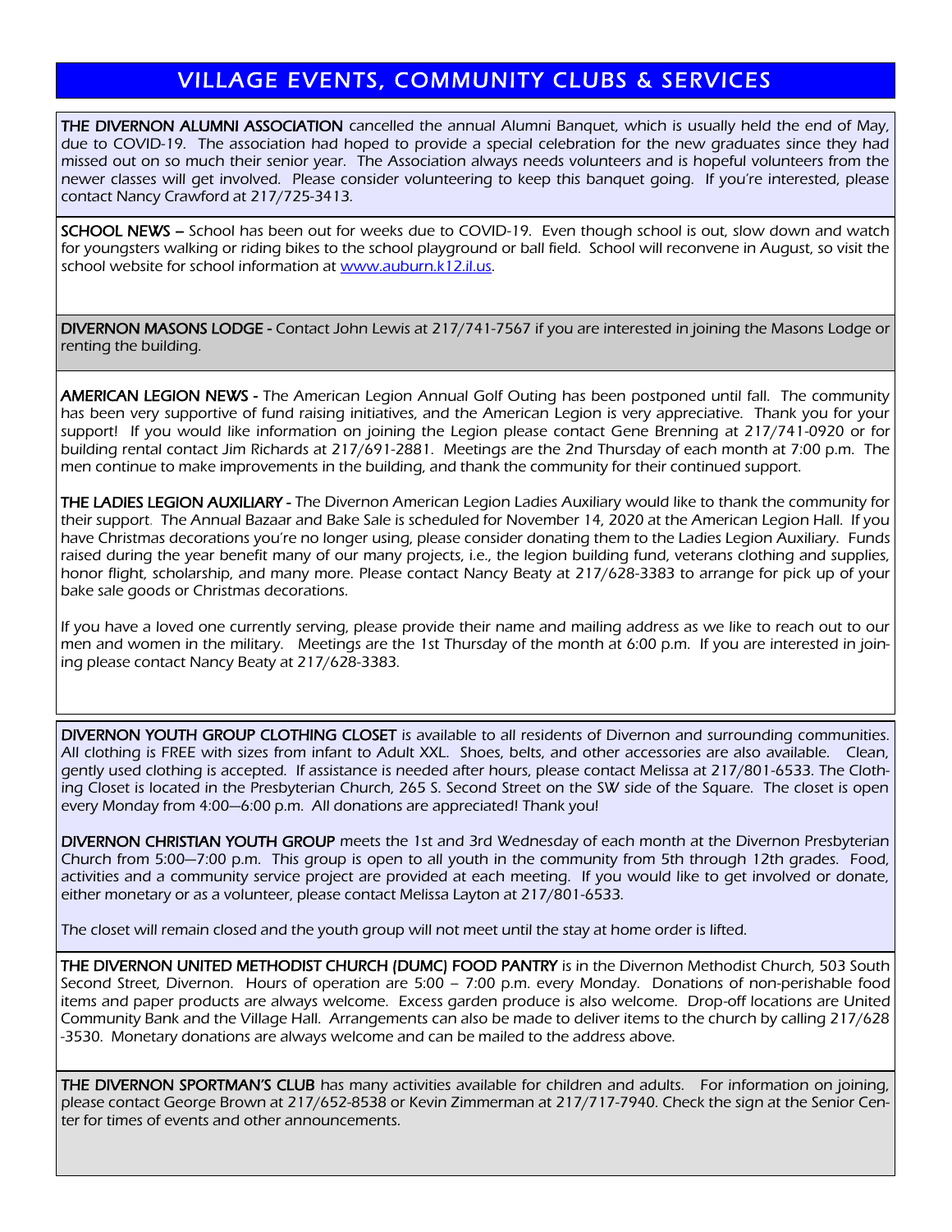# VILLAGE EVENTS, COMMUNITY CLUBS & SERVICES

**THE DIVERNON ALUMNI ASSOCIATION** cancelled the annual Alumni Banquet, which is usually held the end of May, due to COVID-19. The association had hoped to provide a special celebration for the new graduates since they had missed out on so much their senior year. The Association always needs volunteers and is hopeful volunteers from the newer classes will get involved. Please consider volunteering to keep this banquet going. If you're interested, please contact Nancy Crawford at 217/725-3413.

**SCHOOL NEWS –** School has been out for weeks due to COVID-19. Even though school is out, slow down and watch for youngsters walking or riding bikes to the school playground or ball field. School will reconvene in August, so visit the school website for school information at www.auburn.k12.il.us.

**DIVERNON MASONS LODGE -** Contact John Lewis at 217/741-7567 if you are interested in joining the Masons Lodge or renting the building.

**AMERICAN LEGION NEWS -** The American Legion Annual Golf Outing has been postponed until fall. The community has been very supportive of fund raising initiatives, and the American Legion is very appreciative. Thank you for your support! If you would like information on joining the Legion please contact Gene Brenning at 217/741-0920 or for building rental contact Jim Richards at 217/691-2881. Meetings are the 2nd Thursday of each month at 7:00 p.m. The men continue to make improvements in the building, and thank the community for their continued support.

**THE LADIES LEGION AUXILIARY -** The Divernon American Legion Ladies Auxiliary would like to thank the community for their support. The Annual Bazaar and Bake Sale is scheduled for November 14, 2020 at the American Legion Hall. If you have Christmas decorations you're no longer using, please consider donating them to the Ladies Legion Auxiliary. Funds raised during the year benefit many of our many projects, i.e., the legion building fund, veterans clothing and supplies, honor flight, scholarship, and many more. Please contact Nancy Beaty at 217/628-3383 to arrange for pick up of your bake sale goods or Christmas decorations.

If you have a loved one currently serving, please provide their name and mailing address as we like to reach out to our men and women in the military. Meetings are the 1st Thursday of the month at 6:00 p.m. If you are interested in joining please contact Nancy Beaty at 217/628-3383.

**DIVERNON YOUTH GROUP CLOTHING CLOSET** is available to all residents of Divernon and surrounding communities. All clothing is FREE with sizes from infant to Adult XXL. Shoes, belts, and other accessories are also available. Clean, gently used clothing is accepted. If assistance is needed after hours, please contact Melissa at 217/801-6533. The Clothing Closet is located in the Presbyterian Church, 265 S. Second Street on the SW side of the Square. The closet is open every Monday from 4:00—6:00 p.m. All donations are appreciated! Thank you!

**DIVERNON CHRISTIAN YOUTH GROUP** meets the 1st and 3rd Wednesday of each month at the Divernon Presbyterian Church from 5:00—7:00 p.m. This group is open to all youth in the community from 5th through 12th grades. Food, activities and a community service project are provided at each meeting. If you would like to get involved or donate, either monetary or as a volunteer, please contact Melissa Layton at 217/801-6533.

The closet will remain closed and the youth group will not meet until the stay at home order is lifted.

**THE DIVERNON UNITED METHODIST CHURCH (DUMC) FOOD PANTRY** is in the Divernon Methodist Church, 503 South Second Street, Divernon. Hours of operation are 5:00 – 7:00 p.m. every Monday. Donations of non-perishable food items and paper products are always welcome. Excess garden produce is also welcome. Drop-off locations are United Community Bank and the Village Hall. Arrangements can also be made to deliver items to the church by calling 217/628-3530. Monetary donations are always welcome and can be mailed to the address above.

**THE DIVERNON SPORTMAN'S CLUB** has many activities available for children and adults. For information on joining, please contact George Brown at 217/652-8538 or Kevin Zimmerman at 217/717-7940. Check the sign at the Senior Center for times of events and other announcements.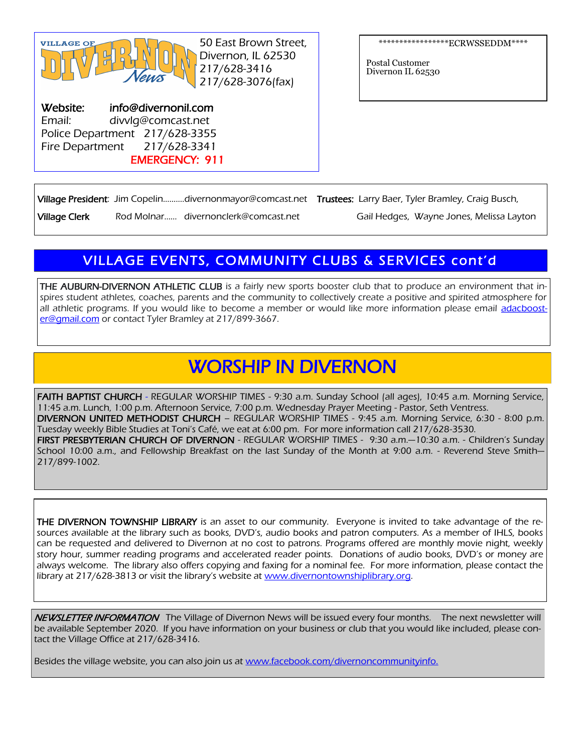VILLAGE OF DIVERNON News

50 East Brown Street,
Divernon, IL 62530
217/628-3416
217/628-3076(fax)

**Website:** info@divernonil.com
Email: divvlg@comcast.net
Police Department 217/628-3355
Fire Department 217/628-3341
EMERGENCY: 911

*****************ECRWSSEDDM****

Postal Customer
Divernon IL 62530

**Village President**: Jim Copelin..........divernonmayor@comcast.net
**Village Clerk** Rod Molnar...... divernonclerk@comcast.net

**Trustees:** Larry Baer, Tyler Bramley, Craig Busch, Gail Hedges, Wayne Jones, Melissa Layton

## VILLAGE EVENTS, COMMUNITY CLUBS & SERVICES cont'd

**THE AUBURN-DIVERNON ATHLETIC CLUB** is a fairly new sports booster club that to produce an environment that inspires student athletes, coaches, parents and the community to collectively create a positive and spirited atmosphere for all athletic programs. If you would like to become a member or would like more information please email adacbooster@gmail.com or contact Tyler Bramley at 217/899-3667.

## WORSHIP IN DIVERNON

**FAITH BAPTIST CHURCH** - REGULAR WORSHIP TIMES - 9:30 a.m. Sunday School (all ages), 10:45 a.m. Morning Service, 11:45 a.m. Lunch, 1:00 p.m. Afternoon Service, 7:00 p.m. Wednesday Prayer Meeting - Pastor, Seth Ventress.
**DIVERNON UNITED METHODIST CHURCH** – REGULAR WORSHIP TIMES - 9:45 a.m. Morning Service, 6:30 - 8:00 p.m. Tuesday weekly Bible Studies at Toni's Café, we eat at 6:00 pm. For more information call 217/628-3530.
**FIRST PRESBYTERIAN CHURCH OF DIVERNON** - REGULAR WORSHIP TIMES - 9:30 a.m.—10:30 a.m. - Children's Sunday School 10:00 a.m., and Fellowship Breakfast on the last Sunday of the Month at 9:00 a.m. - Reverend Steve Smith—217/899-1002.

**THE DIVERNON TOWNSHIP LIBRARY** is an asset to our community. Everyone is invited to take advantage of the resources available at the library such as books, DVD's, audio books and patron computers. As a member of IHLS, books can be requested and delivered to Divernon at no cost to patrons. Programs offered are monthly movie night, weekly story hour, summer reading programs and accelerated reader points. Donations of audio books, DVD's or money are always welcome. The library also offers copying and faxing for a nominal fee. For more information, please contact the library at 217/628-3813 or visit the library's website at www.divernontownshiplibrary.org.

***NEWSLETTER INFORMATION*** The Village of Divernon News will be issued every four months. The next newsletter will be available September 2020. If you have information on your business or club that you would like included, please contact the Village Office at 217/628-3416.

Besides the village website, you can also join us at www.facebook.com/divernoncommunityinfo.